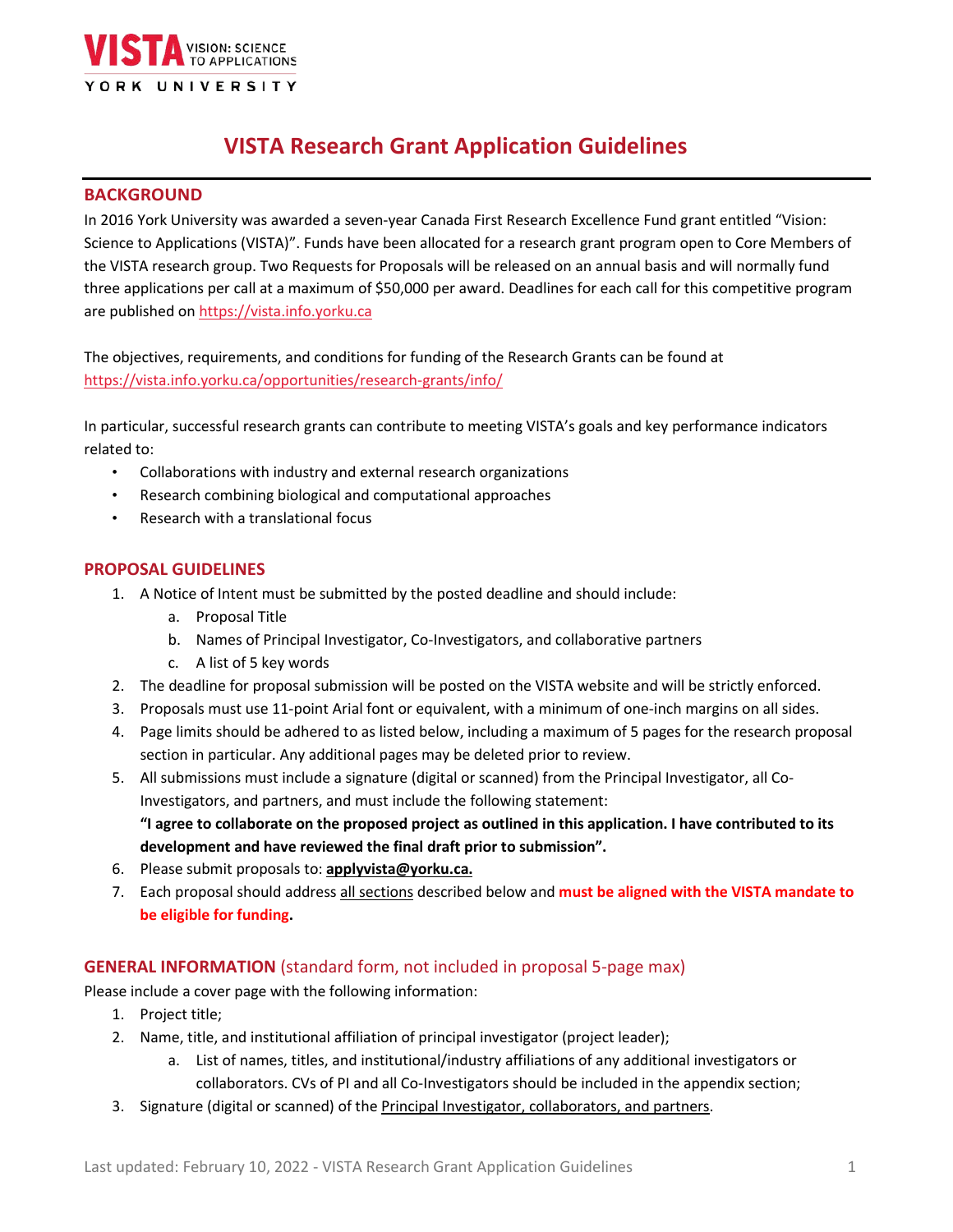# VISTA Research Grant Application Guidelines

## BACKGROUND

In 2016 York University was awarded a seven-year Canada First Research Excellence Fund grant entitled "Vision: Science to Applications (VISTA)". Funds have been allocated for a research grant program open to Core Members of the VISTA research group. Two Requests for Proposals will be released on an annual basis and will normally fund three applications per call at a maximum of $50,000 per award. Deadlines for each call for this competitive program are published on https://vista.info.yorku.ca

The objectives, requirements, and conditions for funding of the Research Grants can be found at https://vista.info.yorku.ca/opportunities/research-grants/info/

In particular, successful research grants can contribute to meeting VISTA's goals and key performance indicators related to:

- Collaborations with industry and external research organizations
- Research combining biological and computational approaches
- Research with a translational focus

## PROPOSAL GUIDELINES

1. A Notice of Intent must be submitted by the posted deadline and should include:
   a. Proposal Title
   b. Names of Principal Investigator, Co-Investigators, and collaborative partners
   c. A list of 5 key words
2. The deadline for proposal submission will be posted on the VISTA website and will be strictly enforced.
3. Proposals must use 11-point Arial font or equivalent, with a minimum of one-inch margins on all sides.
4. Page limits should be adhered to as listed below, including a maximum of 5 pages for the research proposal section in particular. Any additional pages may be deleted prior to review.
5. All submissions must include a signature (digital or scanned) from the Principal Investigator, all Co-Investigators, and partners, and must include the following statement:
   **"I agree to collaborate on the proposed project as outlined in this application. I have contributed to its development and have reviewed the final draft prior to submission".**
6. Please submit proposals to: **applyvista@yorku.ca.**
7. Each proposal should address all sections described below and **must be aligned with the VISTA mandate to be eligible for funding.**

## GENERAL INFORMATION (standard form, not included in proposal 5-page max)

Please include a cover page with the following information:

1. Project title;
2. Name, title, and institutional affiliation of principal investigator (project leader);
   a. List of names, titles, and institutional/industry affiliations of any additional investigators or collaborators. CVs of PI and all Co-Investigators should be included in the appendix section;
3. Signature (digital or scanned) of the Principal Investigator, collaborators, and partners.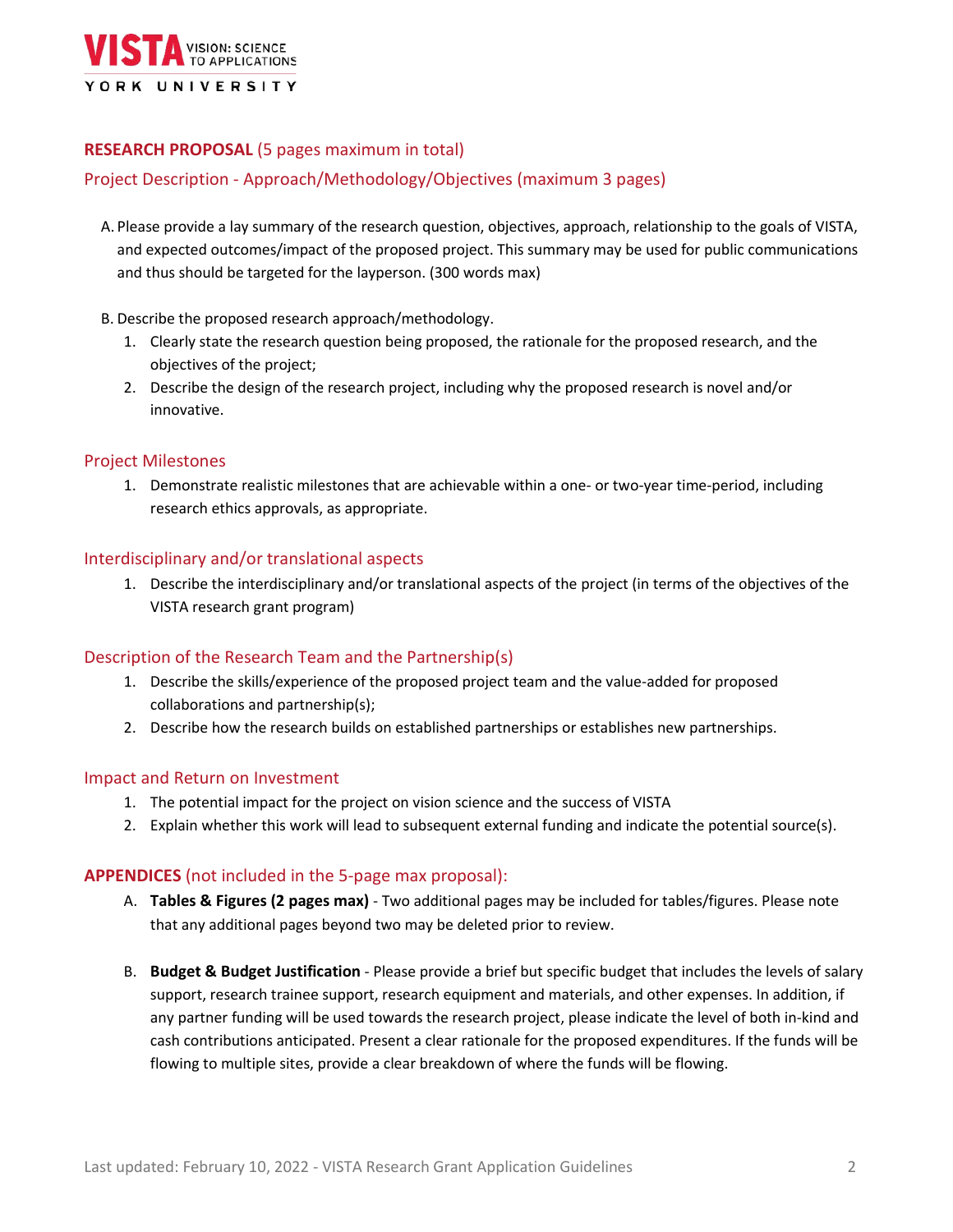## RESEARCH PROPOSAL (5 pages maximum in total)

### Project Description - Approach/Methodology/Objectives (maximum 3 pages)

A. Please provide a lay summary of the research question, objectives, approach, relationship to the goals of VISTA, and expected outcomes/impact of the proposed project. This summary may be used for public communications and thus should be targeted for the layperson. (300 words max)

B. Describe the proposed research approach/methodology.

1. Clearly state the research question being proposed, the rationale for the proposed research, and the objectives of the project;
2. Describe the design of the research project, including why the proposed research is novel and/or innovative.

### Project Milestones

1. Demonstrate realistic milestones that are achievable within a one- or two-year time-period, including research ethics approvals, as appropriate.

### Interdisciplinary and/or translational aspects

1. Describe the interdisciplinary and/or translational aspects of the project (in terms of the objectives of the VISTA research grant program)

### Description of the Research Team and the Partnership(s)

1. Describe the skills/experience of the proposed project team and the value-added for proposed collaborations and partnership(s);
2. Describe how the research builds on established partnerships or establishes new partnerships.

### Impact and Return on Investment

1. The potential impact for the project on vision science and the success of VISTA
2. Explain whether this work will lead to subsequent external funding and indicate the potential source(s).

## APPENDICES (not included in the 5-page max proposal):

A. **Tables & Figures (2 pages max)** - Two additional pages may be included for tables/figures. Please note that any additional pages beyond two may be deleted prior to review.

B. **Budget & Budget Justification** - Please provide a brief but specific budget that includes the levels of salary support, research trainee support, research equipment and materials, and other expenses. In addition, if any partner funding will be used towards the research project, please indicate the level of both in-kind and cash contributions anticipated. Present a clear rationale for the proposed expenditures. If the funds will be flowing to multiple sites, provide a clear breakdown of where the funds will be flowing.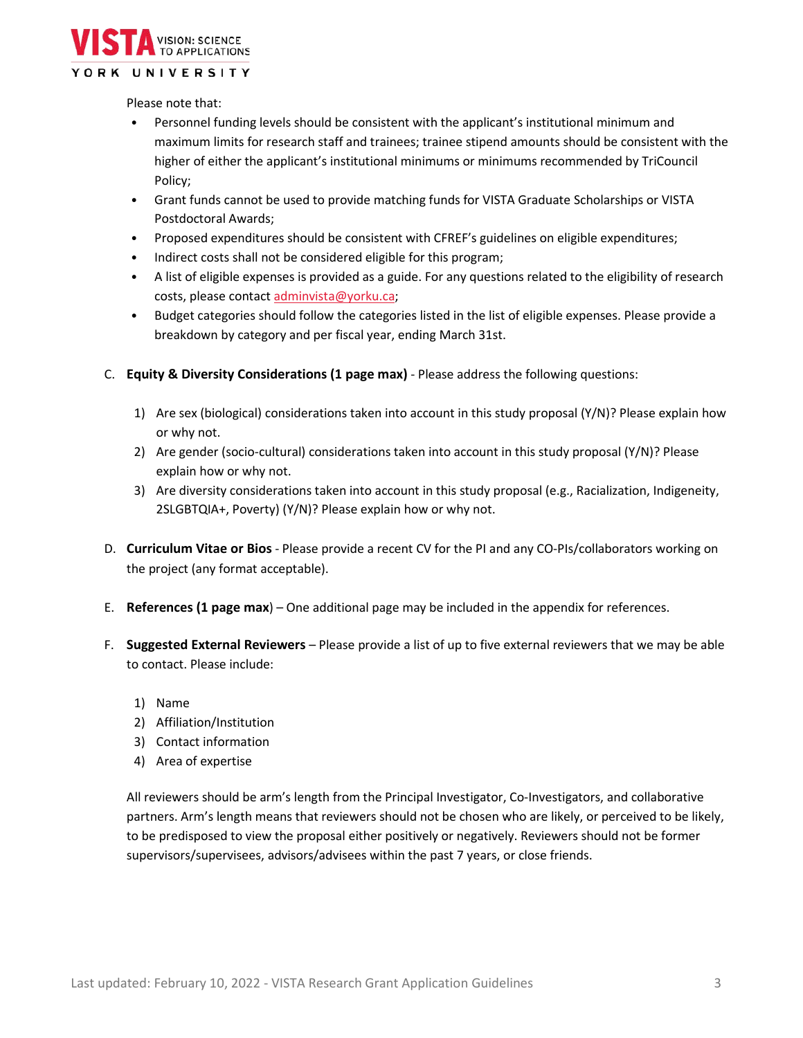Please note that:

- Personnel funding levels should be consistent with the applicant's institutional minimum and maximum limits for research staff and trainees; trainee stipend amounts should be consistent with the higher of either the applicant's institutional minimums or minimums recommended by TriCouncil Policy;
- Grant funds cannot be used to provide matching funds for VISTA Graduate Scholarships or VISTA Postdoctoral Awards;
- Proposed expenditures should be consistent with CFREF's guidelines on eligible expenditures;
- Indirect costs shall not be considered eligible for this program;
- A list of eligible expenses is provided as a guide. For any questions related to the eligibility of research costs, please contact adminvista@yorku.ca;
- Budget categories should follow the categories listed in the list of eligible expenses. Please provide a breakdown by category and per fiscal year, ending March 31st.

C. **Equity & Diversity Considerations (1 page max)** - Please address the following questions:

1) Are sex (biological) considerations taken into account in this study proposal (Y/N)? Please explain how or why not.
2) Are gender (socio-cultural) considerations taken into account in this study proposal (Y/N)? Please explain how or why not.
3) Are diversity considerations taken into account in this study proposal (e.g., Racialization, Indigeneity, 2SLGBTQIA+, Poverty) (Y/N)? Please explain how or why not.

D. **Curriculum Vitae or Bios** - Please provide a recent CV for the PI and any CO-PIs/collaborators working on the project (any format acceptable).

E. **References (1 page max)** – One additional page may be included in the appendix for references.

F. **Suggested External Reviewers** – Please provide a list of up to five external reviewers that we may be able to contact. Please include:

1) Name
2) Affiliation/Institution
3) Contact information
4) Area of expertise

All reviewers should be arm's length from the Principal Investigator, Co-Investigators, and collaborative partners. Arm's length means that reviewers should not be chosen who are likely, or perceived to be likely, to be predisposed to view the proposal either positively or negatively. Reviewers should not be former supervisors/supervisees, advisors/advisees within the past 7 years, or close friends.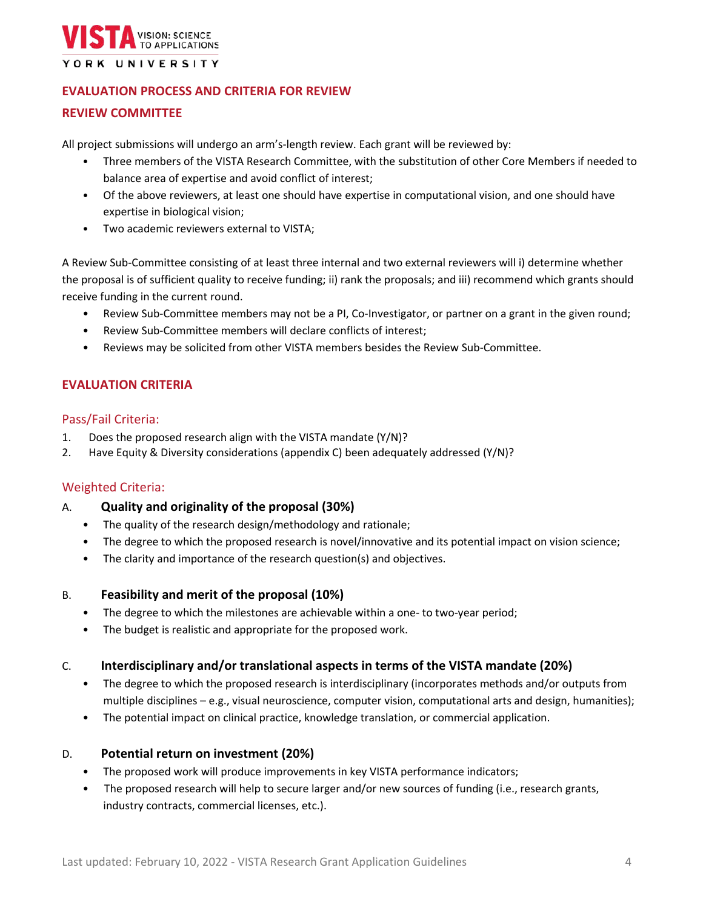## EVALUATION PROCESS AND CRITERIA FOR REVIEW

## REVIEW COMMITTEE

All project submissions will undergo an arm's-length review. Each grant will be reviewed by:

- Three members of the VISTA Research Committee, with the substitution of other Core Members if needed to balance area of expertise and avoid conflict of interest;
- Of the above reviewers, at least one should have expertise in computational vision, and one should have expertise in biological vision;
- Two academic reviewers external to VISTA;

A Review Sub-Committee consisting of at least three internal and two external reviewers will i) determine whether the proposal is of sufficient quality to receive funding; ii) rank the proposals; and iii) recommend which grants should receive funding in the current round.

- Review Sub-Committee members may not be a PI, Co-Investigator, or partner on a grant in the given round;
- Review Sub-Committee members will declare conflicts of interest;
- Reviews may be solicited from other VISTA members besides the Review Sub-Committee.

## EVALUATION CRITERIA

### Pass/Fail Criteria:

1. Does the proposed research align with the VISTA mandate (Y/N)?
2. Have Equity & Diversity considerations (appendix C) been adequately addressed (Y/N)?

### Weighted Criteria:

A. **Quality and originality of the proposal (30%)**

- The quality of the research design/methodology and rationale;
- The degree to which the proposed research is novel/innovative and its potential impact on vision science;
- The clarity and importance of the research question(s) and objectives.

B. **Feasibility and merit of the proposal (10%)**

- The degree to which the milestones are achievable within a one- to two-year period;
- The budget is realistic and appropriate for the proposed work.

C. **Interdisciplinary and/or translational aspects in terms of the VISTA mandate (20%)**

- The degree to which the proposed research is interdisciplinary (incorporates methods and/or outputs from multiple disciplines – e.g., visual neuroscience, computer vision, computational arts and design, humanities);
- The potential impact on clinical practice, knowledge translation, or commercial application.

D. **Potential return on investment (20%)**

- The proposed work will produce improvements in key VISTA performance indicators;
- The proposed research will help to secure larger and/or new sources of funding (i.e., research grants, industry contracts, commercial licenses, etc.).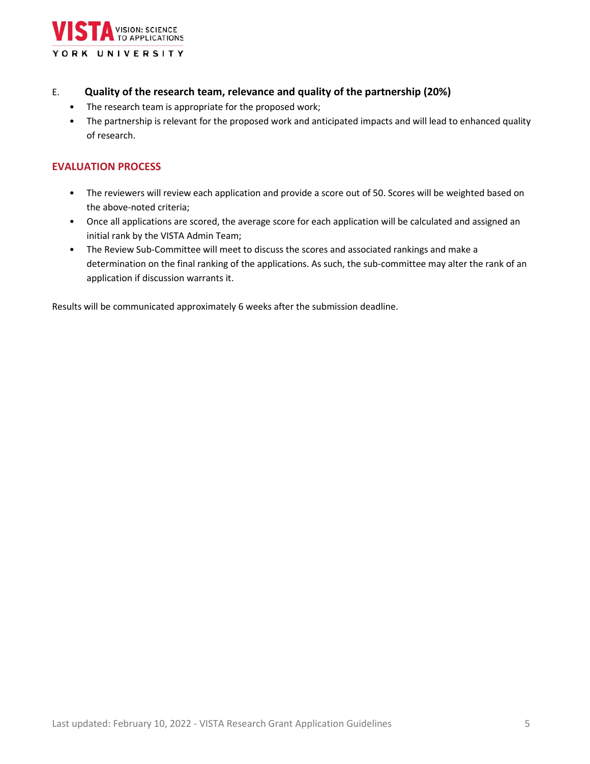E. **Quality of the research team, relevance and quality of the partnership (20%)**

- The research team is appropriate for the proposed work;
- The partnership is relevant for the proposed work and anticipated impacts and will lead to enhanced quality of research.

## EVALUATION PROCESS

- The reviewers will review each application and provide a score out of 50. Scores will be weighted based on the above-noted criteria;
- Once all applications are scored, the average score for each application will be calculated and assigned an initial rank by the VISTA Admin Team;
- The Review Sub-Committee will meet to discuss the scores and associated rankings and make a determination on the final ranking of the applications. As such, the sub-committee may alter the rank of an application if discussion warrants it.

Results will be communicated approximately 6 weeks after the submission deadline.